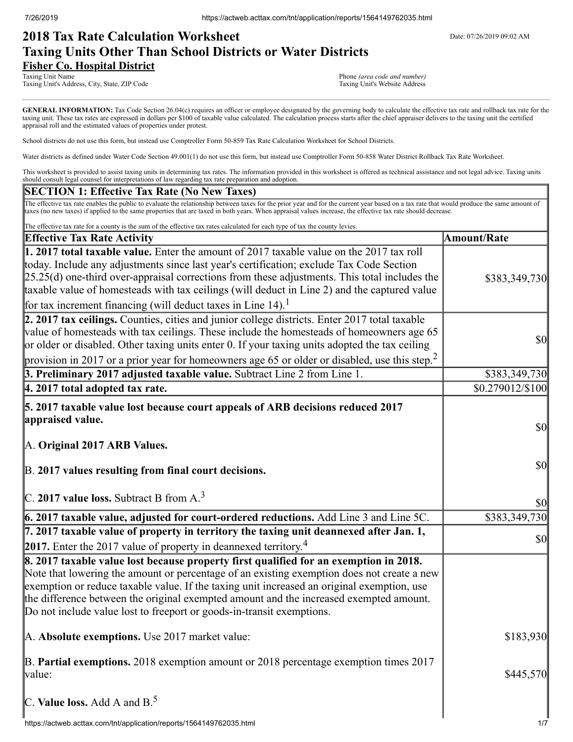# 2018 Tax Rate Calculation Worksheet
## Taxing Units Other Than School Districts or Water Districts

Date: 07/26/2019 09:02 AM

**Fisher Co. Hospital District**
Taxing Unit Name
Taxing Unit's Address, City, State, ZIP Code

Phone *(area code and number)*
Taxing Unit's Website Address

**GENERAL INFORMATION:** Tax Code Section 26.04(c) requires an officer or employee designated by the governing body to calculate the effective tax rate and rollback tax rate for the taxing unit. These tax rates are expressed in dollars per $100 of taxable value calculated. The calculation process starts after the chief appraiser delivers to the taxing unit the certified appraisal roll and the estimated values of properties under protest.

School districts do not use this form, but instead use Comptroller Form 50-859 Tax Rate Calculation Worksheet for School Districts.

Water districts as defined under Water Code Section 49.001(1) do not use this form, but instead use Comptroller Form 50-858 Water District Rollback Tax Rate Worksheet.

This worksheet is provided to assist taxing units in determining tax rates. The information provided in this worksheet is offered as technical assistance and not legal advice. Taxing units should consult legal counsel for interpretations of law regarding tax rate preparation and adoption.

## SECTION 1: Effective Tax Rate (No New Taxes)

The effective tax rate enables the public to evaluate the relationship between taxes for the prior year and for the current year based on a tax rate that would produce the same amount of taxes (no new taxes) if applied to the same properties that are taxed in both years. When appraisal values increase, the effective tax rate should decrease.

The effective tax rate for a county is the sum of the effective tax rates calculated for each type of tax the county levies.

| Effective Tax Rate Activity | Amount/Rate |
|---|---|
| **1. 2017 total taxable value.** Enter the amount of 2017 taxable value on the 2017 tax roll today. Include any adjustments since last year's certification; exclude Tax Code Section 25.25(d) one-third over-appraisal corrections from these adjustments. This total includes the taxable value of homesteads with tax ceilings (will deduct in Line 2) and the captured value for tax increment financing (will deduct taxes in Line 14).[1] | $383,349,730 |
| **2. 2017 tax ceilings.** Counties, cities and junior college districts. Enter 2017 total taxable value of homesteads with tax ceilings. These include the homesteads of homeowners age 65 or older or disabled. Other taxing units enter 0. If your taxing units adopted the tax ceiling provision in 2017 or a prior year for homeowners age 65 or older or disabled, use this step.[2] | $0 |
| **3. Preliminary 2017 adjusted taxable value.** Subtract Line 2 from Line 1. | $383,349,730 |
| **4. 2017 total adopted tax rate.** | $0.279012/$100 |
| **5. 2017 taxable value lost because court appeals of ARB decisions reduced 2017 appraised value.** | |
| A. **Original 2017 ARB Values.** | $0 |
| B. **2017 values resulting from final court decisions.** | $0 |
| C. **2017 value loss.** Subtract B from A.[3] | $0 |
| **6. 2017 taxable value, adjusted for court-ordered reductions.** Add Line 3 and Line 5C. | $383,349,730 |
| **7. 2017 taxable value of property in territory the taxing unit deannexed after Jan. 1, 2017.** Enter the 2017 value of property in deannexed territory.[4] | $0 |
| **8. 2017 taxable value lost because property first qualified for an exemption in 2018.** Note that lowering the amount or percentage of an existing exemption does not create a new exemption or reduce taxable value. If the taxing unit increased an original exemption, use the difference between the original exempted amount and the increased exempted amount. Do not include value lost to freeport or goods-in-transit exemptions. | |
| A. **Absolute exemptions.** Use 2017 market value: | $183,930 |
| B. **Partial exemptions.** 2018 exemption amount or 2018 percentage exemption times 2017 value: | $445,570 |
| C. **Value loss.** Add A and B.[5] | |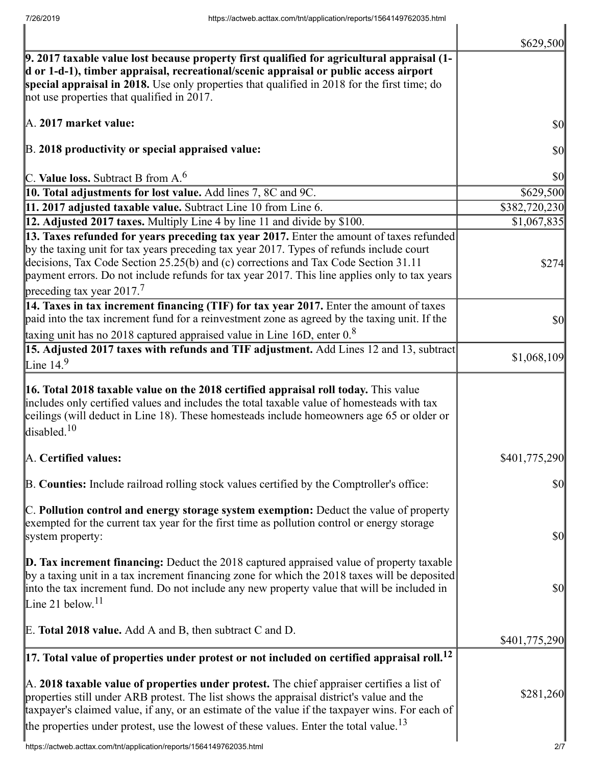| | |
|---|---|
| | $629,500 |
| **9. 2017 taxable value lost because property first qualified for agricultural appraisal (1-d or 1-d-1), timber appraisal, recreational/scenic appraisal or public access airport special appraisal in 2018.** Use only properties that qualified in 2018 for the first time; do not use properties that qualified in 2017.<br><br>A. **2017 market value:**<br><br>B. **2018 productivity or special appraised value:**<br><br>C. **Value loss.** Subtract B from A.[6] | <br><br><br><br>$0<br><br>$0<br><br>$0 |
| **10. Total adjustments for lost value.** Add lines 7, 8C and 9C. | $629,500 |
| **11. 2017 adjusted taxable value.** Subtract Line 10 from Line 6. | $382,720,230 |
| **12. Adjusted 2017 taxes.** Multiply Line 4 by line 11 and divide by $100. | $1,067,835 |
| **13. Taxes refunded for years preceding tax year 2017.** Enter the amount of taxes refunded by the taxing unit for tax years preceding tax year 2017. Types of refunds include court decisions, Tax Code Section 25.25(b) and (c) corrections and Tax Code Section 31.11 payment errors. Do not include refunds for tax year 2017. This line applies only to tax years preceding tax year 2017.[7] | $274 |
| **14. Taxes in tax increment financing (TIF) for tax year 2017.** Enter the amount of taxes paid into the tax increment fund for a reinvestment zone as agreed by the taxing unit. If the taxing unit has no 2018 captured appraised value in Line 16D, enter 0.[8] | $0 |
| **15. Adjusted 2017 taxes with refunds and TIF adjustment.** Add Lines 12 and 13, subtract Line 14.[9] | $1,068,109 |
| **16. Total 2018 taxable value on the 2018 certified appraisal roll today.** This value includes only certified values and includes the total taxable value of homesteads with tax ceilings (will deduct in Line 18). These homesteads include homeowners age 65 or older or disabled.[10]<br><br>A. **Certified values:**<br><br>B. **Counties:** Include railroad rolling stock values certified by the Comptroller's office:<br><br>C. **Pollution control and energy storage system exemption:** Deduct the value of property exempted for the current tax year for the first time as pollution control or energy storage system property:<br><br>**D. Tax increment financing:** Deduct the 2018 captured appraised value of property taxable by a taxing unit in a tax increment financing zone for which the 2018 taxes will be deposited into the tax increment fund. Do not include any new property value that will be included in Line 21 below.[11]<br><br>E. **Total 2018 value.** Add A and B, then subtract C and D. | <br><br><br><br>$401,775,290<br><br>$0<br><br>$0<br><br>$0<br><br>$401,775,290 |
| **17. Total value of properties under protest or not included on certified appraisal roll.[12]**<br><br>A. **2018 taxable value of properties under protest.** The chief appraiser certifies a list of properties still under ARB protest. The list shows the appraisal district's value and the taxpayer's claimed value, if any, or an estimate of the value if the taxpayer wins. For each of the properties under protest, use the lowest of these values. Enter the total value.[13] | <br><br>$281,260 |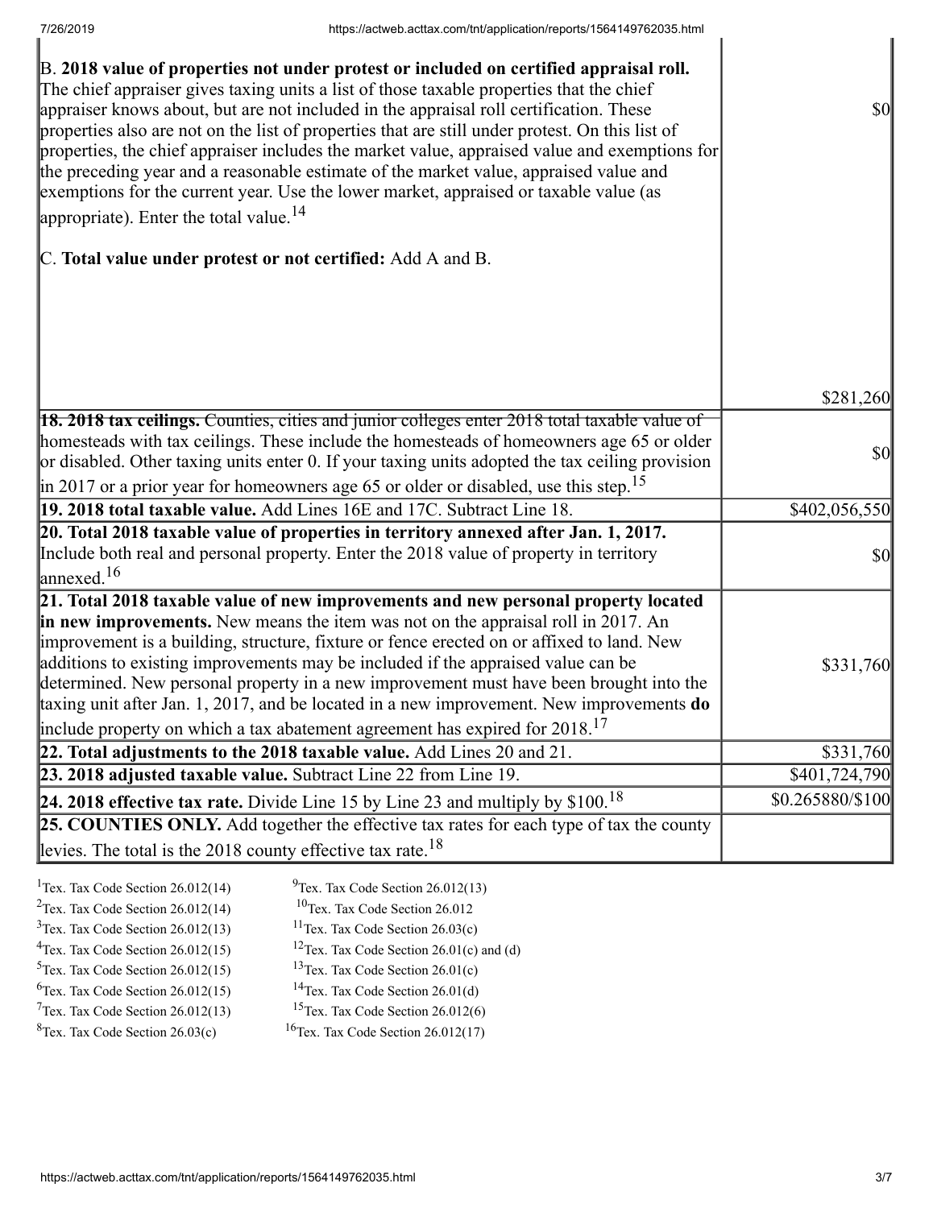| | |
|---|---|
| B. **2018 value of properties not under protest or included on certified appraisal roll.** The chief appraiser gives taxing units a list of those taxable properties that the chief appraiser knows about, but are not included in the appraisal roll certification. These properties also are not on the list of properties that are still under protest. On this list of properties, the chief appraiser includes the market value, appraised value and exemptions for the preceding year and a reasonable estimate of the market value, appraised value and exemptions for the current year. Use the lower market, appraised or taxable value (as appropriate). Enter the total value.[14]<br><br>C. **Total value under protest or not certified:** Add A and B. | $0<br><br>$281,260 |
| **18. 2018 tax ceilings.** Counties, cities and junior colleges enter 2018 total taxable value of homesteads with tax ceilings. These include the homesteads of homeowners age 65 or older or disabled. Other taxing units enter 0. If your taxing units adopted the tax ceiling provision in 2017 or a prior year for homeowners age 65 or older or disabled, use this step.[15] | $0 |
| **19. 2018 total taxable value.** Add Lines 16E and 17C. Subtract Line 18. | $402,056,550 |
| **20. Total 2018 taxable value of properties in territory annexed after Jan. 1, 2017.** Include both real and personal property. Enter the 2018 value of property in territory annexed.[16] | $0 |
| **21. Total 2018 taxable value of new improvements and new personal property located in new improvements.** New means the item was not on the appraisal roll in 2017. An improvement is a building, structure, fixture or fence erected on or affixed to land. New additions to existing improvements may be included if the appraised value can be determined. New personal property in a new improvement must have been brought into the taxing unit after Jan. 1, 2017, and be located in a new improvement. New improvements **do** include property on which a tax abatement agreement has expired for 2018.[17] | $331,760 |
| **22. Total adjustments to the 2018 taxable value.** Add Lines 20 and 21. | $331,760 |
| **23. 2018 adjusted taxable value.** Subtract Line 22 from Line 19. | $401,724,790 |
| **24. 2018 effective tax rate.** Divide Line 15 by Line 23 and multiply by $100.[18] | $0.265880/$100 |
| **25. COUNTIES ONLY.** Add together the effective tax rates for each type of tax the county levies. The total is the 2018 county effective tax rate.[18] | |

[1]Tex. Tax Code Section 26.012(14)
[2]Tex. Tax Code Section 26.012(14)
[3]Tex. Tax Code Section 26.012(13)
[4]Tex. Tax Code Section 26.012(15)
[5]Tex. Tax Code Section 26.012(15)
[6]Tex. Tax Code Section 26.012(15)
[7]Tex. Tax Code Section 26.012(13)
[8]Tex. Tax Code Section 26.03(c)
[9]Tex. Tax Code Section 26.012(13)
[10]Tex. Tax Code Section 26.012
[11]Tex. Tax Code Section 26.03(c)
[12]Tex. Tax Code Section 26.01(c) and (d)
[13]Tex. Tax Code Section 26.01(c)
[14]Tex. Tax Code Section 26.01(d)
[15]Tex. Tax Code Section 26.012(6)
[16]Tex. Tax Code Section 26.012(17)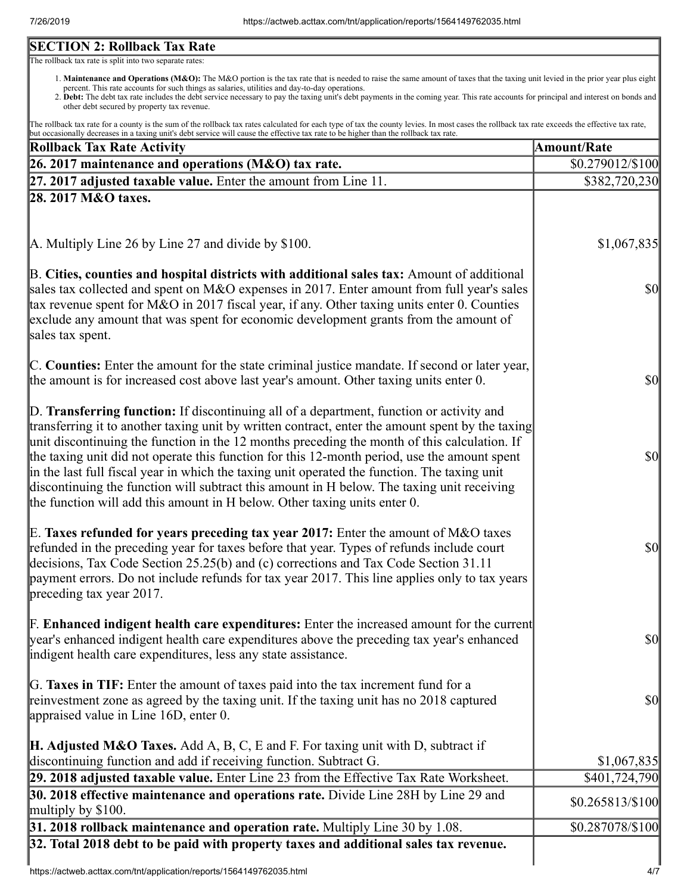## SECTION 2: Rollback Tax Rate

The rollback tax rate is split into two separate rates:

1. **Maintenance and Operations (M&O):** The M&O portion is the tax rate that is needed to raise the same amount of taxes that the taxing unit levied in the prior year plus eight percent. This rate accounts for such things as salaries, utilities and day-to-day operations.
2. **Debt:** The debt tax rate includes the debt service necessary to pay the taxing unit's debt payments in the coming year. This rate accounts for principal and interest on bonds and other debt secured by property tax revenue.

The rollback tax rate for a county is the sum of the rollback tax rates calculated for each type of tax the county levies. In most cases the rollback tax rate exceeds the effective tax rate, but occasionally decreases in a taxing unit's debt service will cause the effective tax rate to be higher than the rollback tax rate.

| Rollback Tax Rate Activity | Amount/Rate |
|---|---|
| **26. 2017 maintenance and operations (M&O) tax rate.** | $0.279012/$100 |
| **27. 2017 adjusted taxable value.** Enter the amount from Line 11. | $382,720,230 |
| **28. 2017 M&O taxes.** | |
| A. Multiply Line 26 by Line 27 and divide by $100. | $1,067,835 |
| B. **Cities, counties and hospital districts with additional sales tax:** Amount of additional sales tax collected and spent on M&O expenses in 2017. Enter amount from full year's sales tax revenue spent for M&O in 2017 fiscal year, if any. Other taxing units enter 0. Counties exclude any amount that was spent for economic development grants from the amount of sales tax spent. | $0 |
| C. **Counties:** Enter the amount for the state criminal justice mandate. If second or later year, the amount is for increased cost above last year's amount. Other taxing units enter 0. | $0 |
| D. **Transferring function:** If discontinuing all of a department, function or activity and transferring it to another taxing unit by written contract, enter the amount spent by the taxing unit discontinuing the function in the 12 months preceding the month of this calculation. If the taxing unit did not operate this function for this 12-month period, use the amount spent in the last full fiscal year in which the taxing unit operated the function. The taxing unit discontinuing the function will subtract this amount in H below. The taxing unit receiving the function will add this amount in H below. Other taxing units enter 0. | $0 |
| E. **Taxes refunded for years preceding tax year 2017:** Enter the amount of M&O taxes refunded in the preceding year for taxes before that year. Types of refunds include court decisions, Tax Code Section 25.25(b) and (c) corrections and Tax Code Section 31.11 payment errors. Do not include refunds for tax year 2017. This line applies only to tax years preceding tax year 2017. | $0 |
| F. **Enhanced indigent health care expenditures:** Enter the increased amount for the current year's enhanced indigent health care expenditures above the preceding tax year's enhanced indigent health care expenditures, less any state assistance. | $0 |
| G. **Taxes in TIF:** Enter the amount of taxes paid into the tax increment fund for a reinvestment zone as agreed by the taxing unit. If the taxing unit has no 2018 captured appraised value in Line 16D, enter 0. | $0 |
| **H. Adjusted M&O Taxes.** Add A, B, C, E and F. For taxing unit with D, subtract if discontinuing function and add if receiving function. Subtract G. | $1,067,835 |
| **29. 2018 adjusted taxable value.** Enter Line 23 from the Effective Tax Rate Worksheet. | $401,724,790 |
| **30. 2018 effective maintenance and operations rate.** Divide Line 28H by Line 29 and multiply by $100. | $0.265813/$100 |
| **31. 2018 rollback maintenance and operation rate.** Multiply Line 30 by 1.08. | $0.287078/$100 |
| **32. Total 2018 debt to be paid with property taxes and additional sales tax revenue.** | |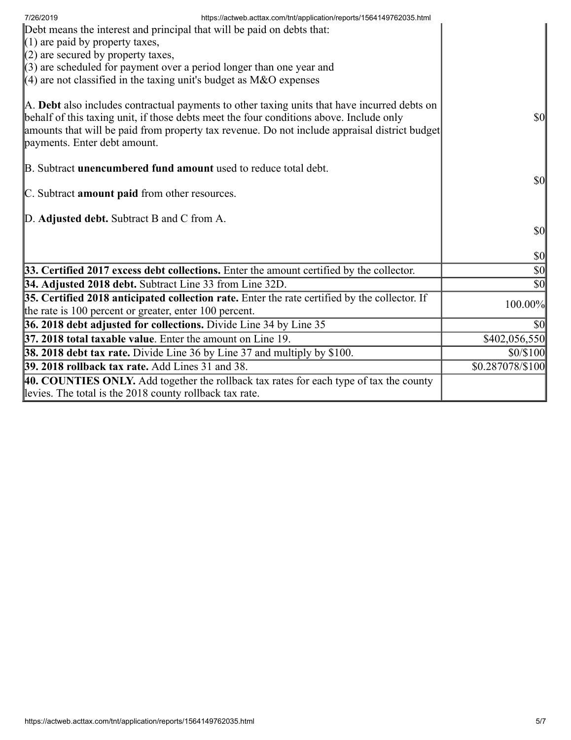| | |
|---|---|
| Debt means the interest and principal that will be paid on debts that:<br>(1) are paid by property taxes,<br>(2) are secured by property taxes,<br>(3) are scheduled for payment over a period longer than one year and<br>(4) are not classified in the taxing unit's budget as M&O expenses<br><br>A. **Debt** also includes contractual payments to other taxing units that have incurred debts on behalf of this taxing unit, if those debts meet the four conditions above. Include only amounts that will be paid from property tax revenue. Do not include appraisal district budget payments. Enter debt amount.<br><br>B. Subtract **unencumbered fund amount** used to reduce total debt.<br><br>C. Subtract **amount paid** from other resources.<br><br>D. **Adjusted debt.** Subtract B and C from A. | $0<br><br>$0<br><br>$0<br><br>$0 |
| **33. Certified 2017 excess debt collections.** Enter the amount certified by the collector. | $0 |
| **34. Adjusted 2018 debt.** Subtract Line 33 from Line 32D. | $0 |
| **35. Certified 2018 anticipated collection rate.** Enter the rate certified by the collector. If the rate is 100 percent or greater, enter 100 percent. | 100.00% |
| **36. 2018 debt adjusted for collections.** Divide Line 34 by Line 35 | $0 |
| **37. 2018 total taxable value**. Enter the amount on Line 19. | $402,056,550 |
| **38. 2018 debt tax rate.** Divide Line 36 by Line 37 and multiply by $100. | $0/$100 |
| **39. 2018 rollback tax rate.** Add Lines 31 and 38. | $0.287078/$100 |
| **40. COUNTIES ONLY.** Add together the rollback tax rates for each type of tax the county levies. The total is the 2018 county rollback tax rate. | |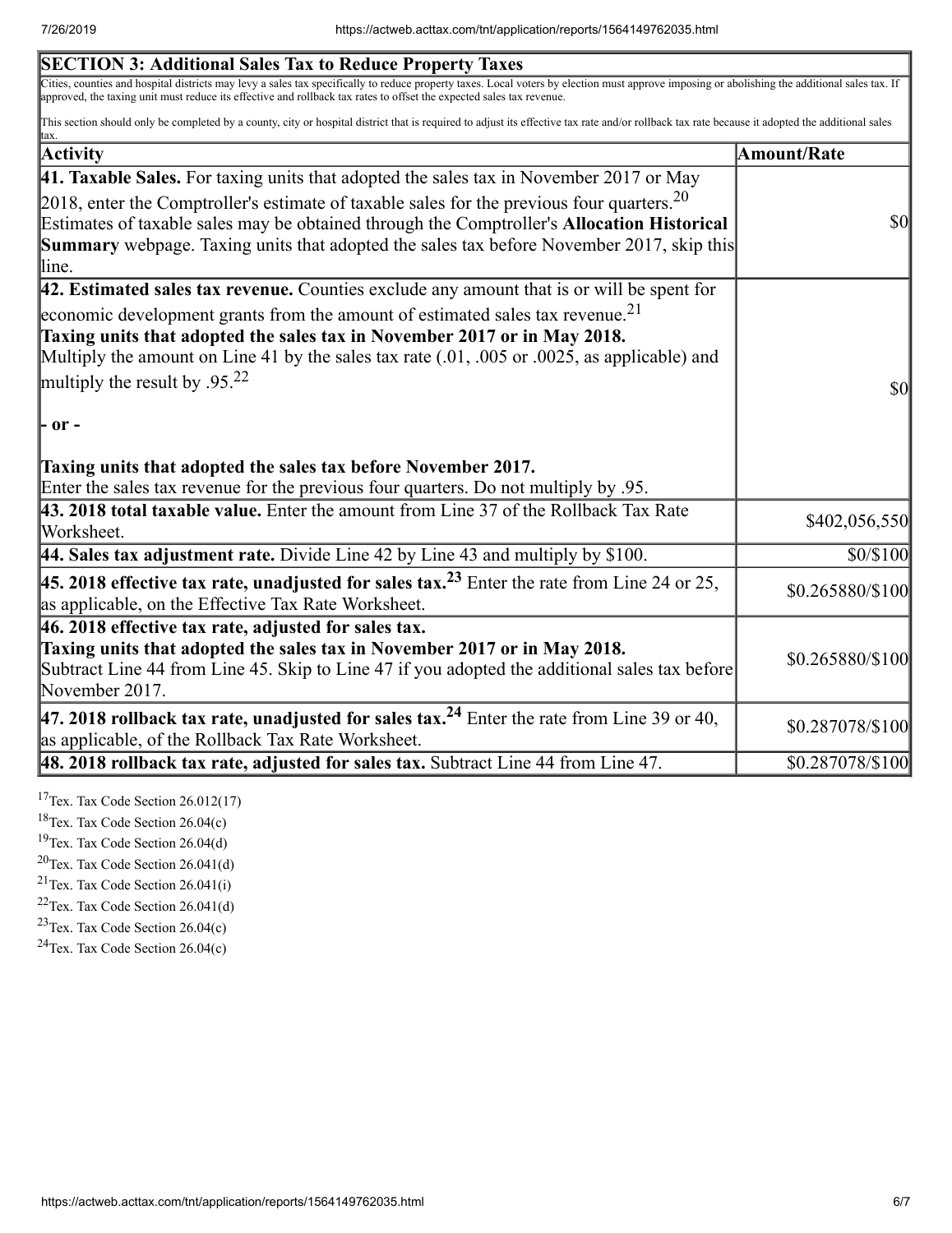## SECTION 3: Additional Sales Tax to Reduce Property Taxes

Cities, counties and hospital districts may levy a sales tax specifically to reduce property taxes. Local voters by election must approve imposing or abolishing the additional sales tax. If approved, the taxing unit must reduce its effective and rollback tax rates to offset the expected sales tax revenue.

This section should only be completed by a county, city or hospital district that is required to adjust its effective tax rate and/or rollback tax rate because it adopted the additional sales tax.

| Activity | Amount/Rate |
|---|---|
| **41. Taxable Sales.** For taxing units that adopted the sales tax in November 2017 or May 2018, enter the Comptroller's estimate of taxable sales for the previous four quarters.[20] Estimates of taxable sales may be obtained through the Comptroller's **Allocation Historical Summary** webpage. Taxing units that adopted the sales tax before November 2017, skip this line. | $0 |
| **42. Estimated sales tax revenue.** Counties exclude any amount that is or will be spent for economic development grants from the amount of estimated sales tax revenue.[21] **Taxing units that adopted the sales tax in November 2017 or in May 2018.** Multiply the amount on Line 41 by the sales tax rate (.01, .005 or .0025, as applicable) and multiply the result by .95.[22] **- or -** **Taxing units that adopted the sales tax before November 2017.** Enter the sales tax revenue for the previous four quarters. Do not multiply by .95. | $0 |
| **43. 2018 total taxable value.** Enter the amount from Line 37 of the Rollback Tax Rate Worksheet. | $402,056,550 |
| **44. Sales tax adjustment rate.** Divide Line 42 by Line 43 and multiply by $100. | $0/$100 |
| **45. 2018 effective tax rate, unadjusted for sales tax.**[23] Enter the rate from Line 24 or 25, as applicable, on the Effective Tax Rate Worksheet. | $0.265880/$100 |
| **46. 2018 effective tax rate, adjusted for sales tax.** **Taxing units that adopted the sales tax in November 2017 or in May 2018.** Subtract Line 44 from Line 45. Skip to Line 47 if you adopted the additional sales tax before November 2017. | $0.265880/$100 |
| **47. 2018 rollback tax rate, unadjusted for sales tax.**[24] Enter the rate from Line 39 or 40, as applicable, of the Rollback Tax Rate Worksheet. | $0.287078/$100 |
| **48. 2018 rollback tax rate, adjusted for sales tax.** Subtract Line 44 from Line 47. | $0.287078/$100 |

[17] Tex. Tax Code Section 26.012(17)
[18] Tex. Tax Code Section 26.04(c)
[19] Tex. Tax Code Section 26.04(d)
[20] Tex. Tax Code Section 26.041(d)
[21] Tex. Tax Code Section 26.041(i)
[22] Tex. Tax Code Section 26.041(d)
[23] Tex. Tax Code Section 26.04(c)
[24] Tex. Tax Code Section 26.04(c)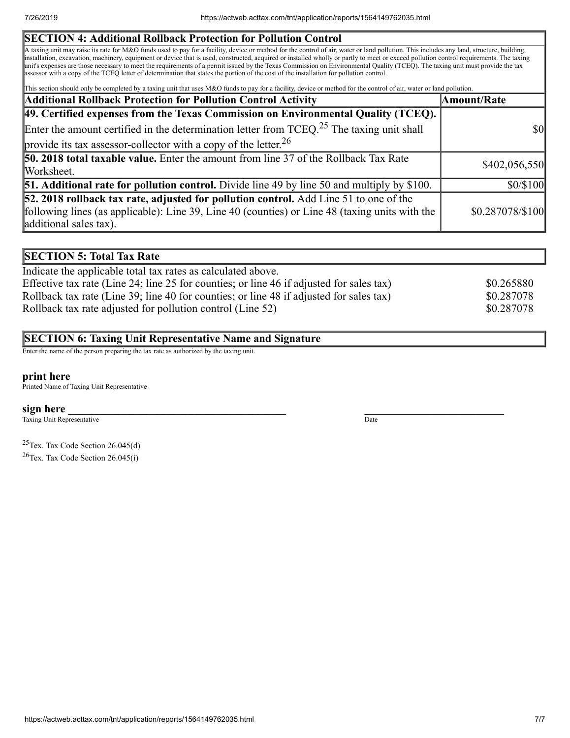## SECTION 4: Additional Rollback Protection for Pollution Control

A taxing unit may raise its rate for M&O funds used to pay for a facility, device or method for the control of air, water or land pollution. This includes any land, structure, building, installation, excavation, machinery, equipment or device that is used, constructed, acquired or installed wholly or partly to meet or exceed pollution control requirements. The taxing unit's expenses are those necessary to meet the requirements of a permit issued by the Texas Commission on Environmental Quality (TCEQ). The taxing unit must provide the tax assessor with a copy of the TCEQ letter of determination that states the portion of the cost of the installation for pollution control.

This section should only be completed by a taxing unit that uses M&O funds to pay for a facility, device or method for the control of air, water or land pollution.

| Additional Rollback Protection for Pollution Control Activity | Amount/Rate |
|---|---|
| **49. Certified expenses from the Texas Commission on Environmental Quality (TCEQ).** Enter the amount certified in the determination letter from TCEQ.[25] The taxing unit shall provide its tax assessor-collector with a copy of the letter.[26] | $0 |
| **50. 2018 total taxable value.** Enter the amount from line 37 of the Rollback Tax Rate Worksheet. | $402,056,550 |
| **51. Additional rate for pollution control.** Divide line 49 by line 50 and multiply by $100. | $0/$100 |
| **52. 2018 rollback tax rate, adjusted for pollution control.** Add Line 51 to one of the following lines (as applicable): Line 39, Line 40 (counties) or Line 48 (taxing units with the additional sales tax). | $0.287078/$100 |

## SECTION 5: Total Tax Rate

Indicate the applicable total tax rates as calculated above.

| | |
|---|---|
| Effective tax rate (Line 24; line 25 for counties; or line 46 if adjusted for sales tax) | $0.265880 |
| Rollback tax rate (Line 39; line 40 for counties; or line 48 if adjusted for sales tax) | $0.287078 |
| Rollback tax rate adjusted for pollution control (Line 52) | $0.287078 |

## SECTION 6: Taxing Unit Representative Name and Signature

Enter the name of the person preparing the tax rate as authorized by the taxing unit.

**print here**
Printed Name of Taxing Unit Representative

**sign here** ________________________________________ ______________________________
Taxing Unit Representative Date

[25] Tex. Tax Code Section 26.045(d)
[26] Tex. Tax Code Section 26.045(i)